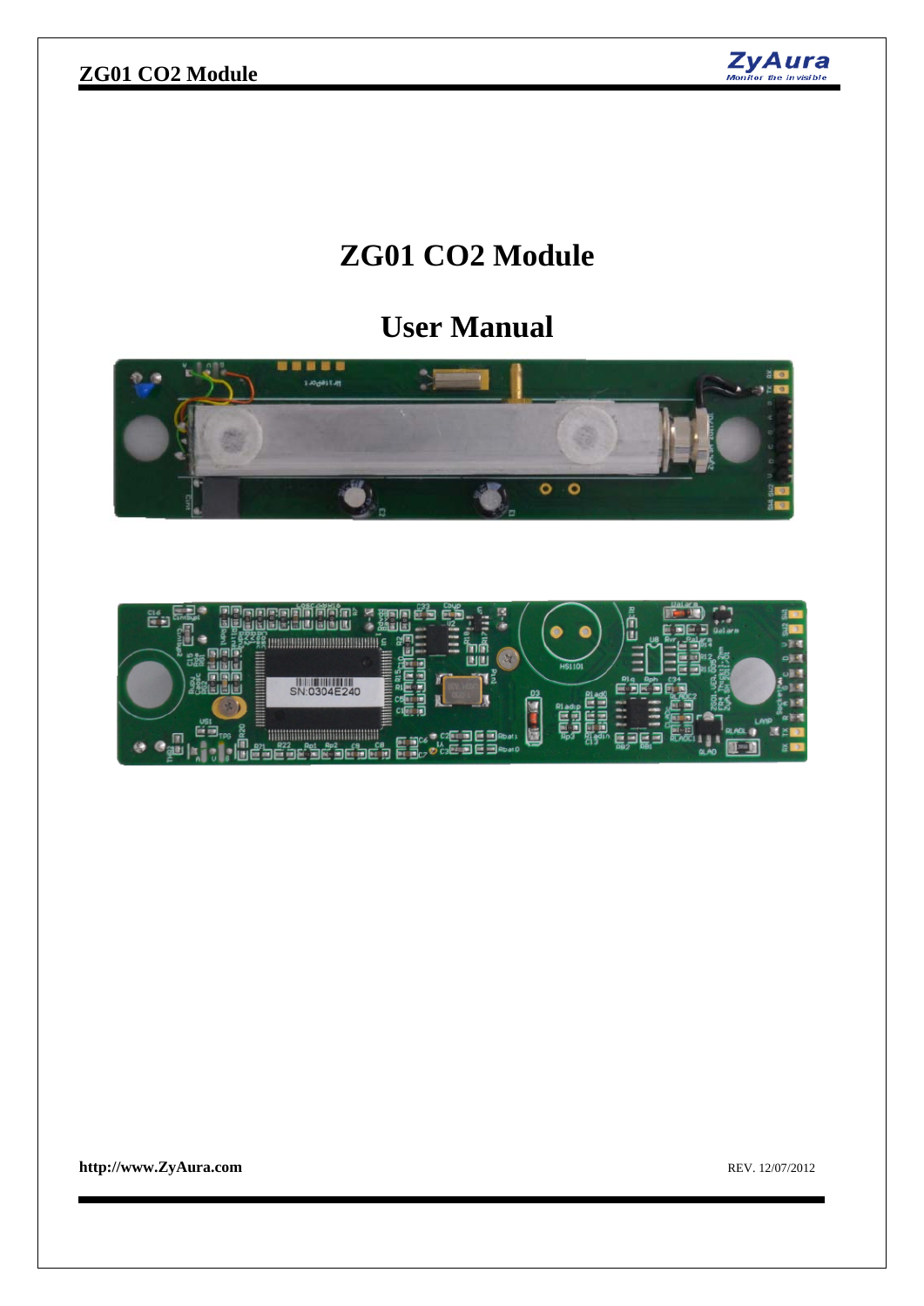# ZG01 CO2 Module

# User Manual

**http://www.ZyAura.com**

REV. 12/07/2012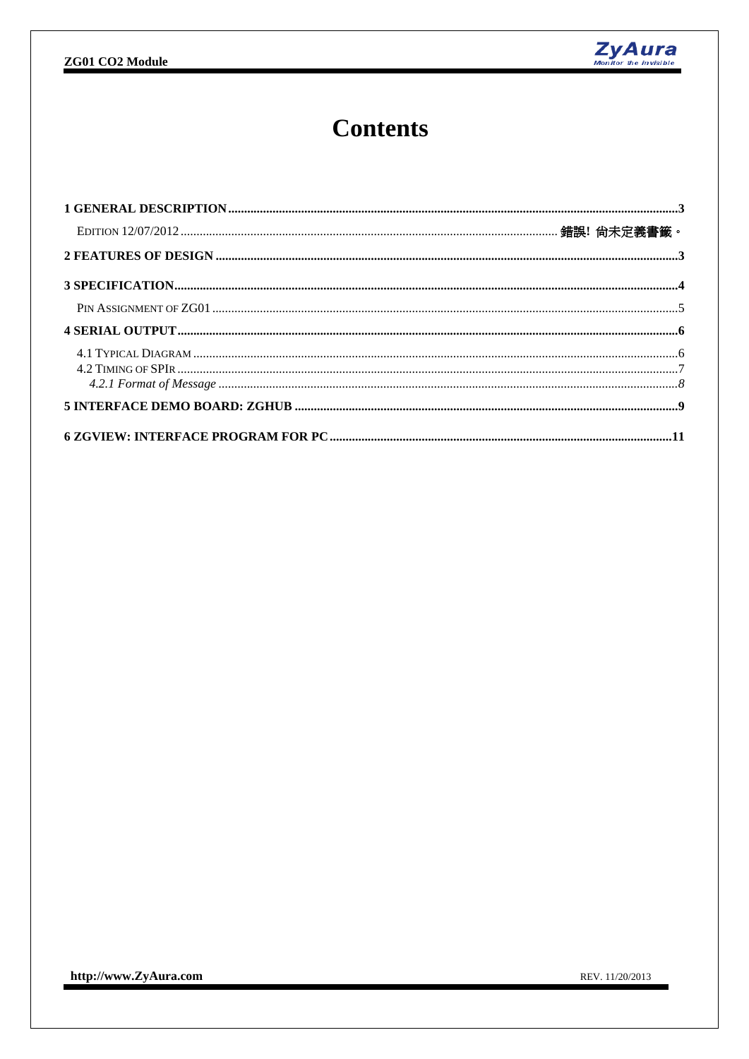# Contents

**1 GENERAL DESCRIPTION** .......... **3**

EDITION 12/07/2012 .......... 錯誤! 尚未定義書籤。

**2 FEATURES OF DESIGN** .......... **3**

**3 SPECIFICATION** .......... **4**

PIN ASSIGNMENT OF ZG01 .......... 5

**4 SERIAL OUTPUT** .......... **6**

4.1 TYPICAL DIAGRAM .......... 6

4.2 TIMING OF SPIR .......... 7

*4.2.1 Format of Message* .......... *8*

**5 INTERFACE DEMO BOARD: ZGHUB** .......... **9**

**6 ZGVIEW: INTERFACE PROGRAM FOR PC** .......... **11**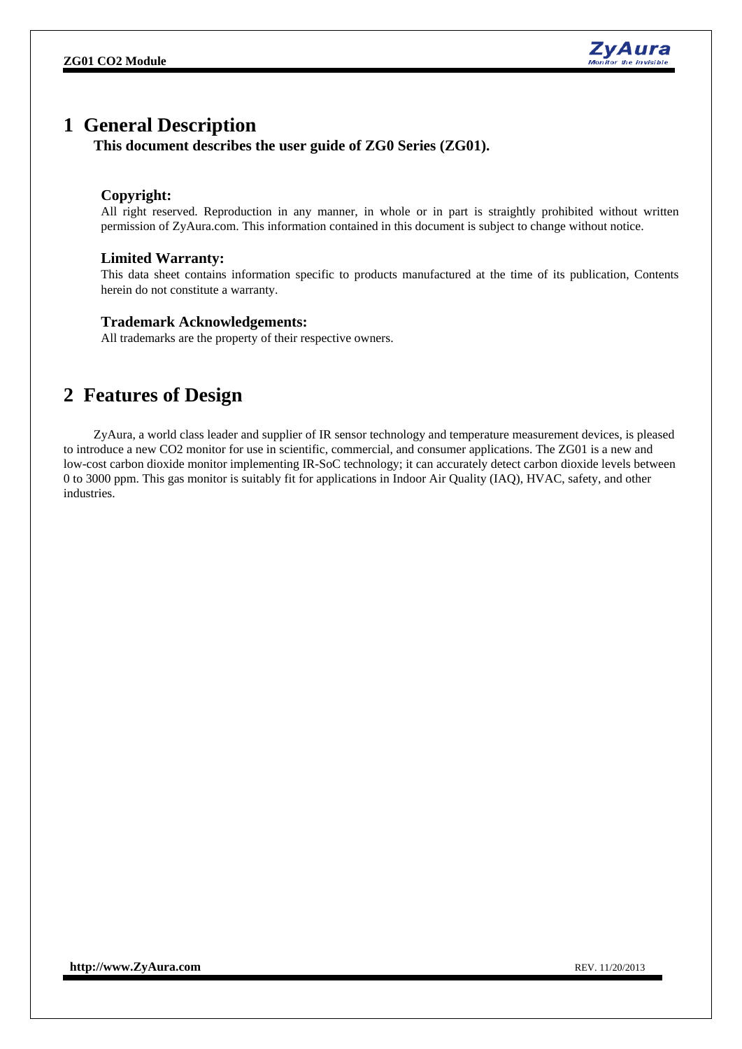# 1 General Description

**This document describes the user guide of ZG0 Series (ZG01).**

### Copyright:

All right reserved. Reproduction in any manner, in whole or in part is straightly prohibited without written permission of ZyAura.com. This information contained in this document is subject to change without notice.

### Limited Warranty:

This data sheet contains information specific to products manufactured at the time of its publication, Contents herein do not constitute a warranty.

### Trademark Acknowledgements:

All trademarks are the property of their respective owners.

# 2 Features of Design

ZyAura, a world class leader and supplier of IR sensor technology and temperature measurement devices, is pleased to introduce a new CO2 monitor for use in scientific, commercial, and consumer applications. The ZG01 is a new and low-cost carbon dioxide monitor implementing IR-SoC technology; it can accurately detect carbon dioxide levels between 0 to 3000 ppm. This gas monitor is suitably fit for applications in Indoor Air Quality (IAQ), HVAC, safety, and other industries.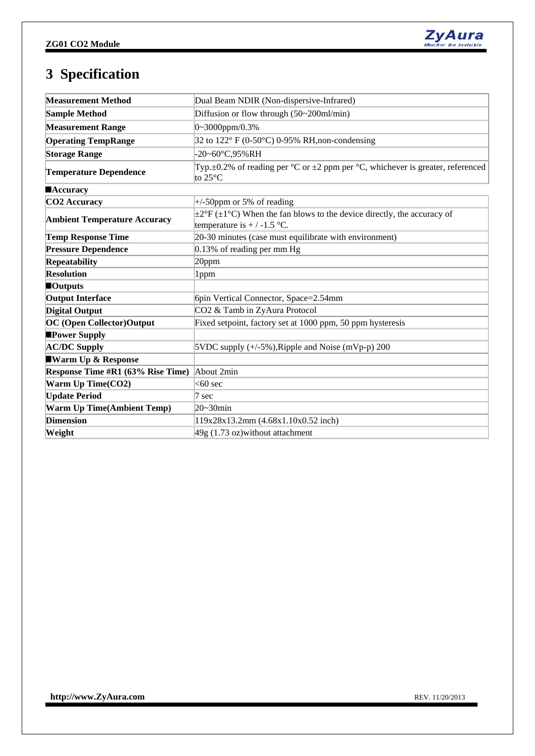# 3 Specification

| | |
|---|---|
| **Measurement Method** | Dual Beam NDIR (Non-dispersive-Infrared) |
| **Sample Method** | Diffusion or flow through (50~200ml/min) |
| **Measurement Range** | 0~3000ppm/0.3% |
| **Operating TempRange** | 32 to 122° F (0-50°C) 0-95% RH,non-condensing |
| **Storage Range** | -20~60°C,95%RH |
| **Temperature Dependence** | Typ.±0.2% of reading per °C or ±2 ppm per °C, whichever is greater, referenced to 25°C |
| **■Accuracy** | |
| **CO2 Accuracy** | +/-50ppm or 5% of reading |
| **Ambient Temperature Accuracy** | ±2°F (±1°C) When the fan blows to the device directly, the accuracy of temperature is + / -1.5 °C. |
| **Temp Response Time** | 20-30 minutes (case must equilibrate with environment) |
| **Pressure Dependence** | 0.13% of reading per mm Hg |
| **Repeatability** | 20ppm |
| **Resolution** | 1ppm |
| **■Outputs** | |
| **Output Interface** | 6pin Vertical Connector, Space=2.54mm |
| **Digital Output** | CO2 & Tamb in ZyAura Protocol |
| **OC (Open Collector)Output** | Fixed setpoint, factory set at 1000 ppm, 50 ppm hysteresis |
| **■Power Supply** | |
| **AC/DC Supply** | 5VDC supply (+/-5%),Ripple and Noise (mVp-p) 200 |
| **■Warm Up & Response** | |
| **Response Time #R1 (63% Rise Time)** | About 2min |
| **Warm Up Time(CO2)** | <60 sec |
| **Update Period** | 7 sec |
| **Warm Up Time(Ambient Temp)** | 20~30min |
| **Dimension** | 119x28x13.2mm (4.68x1.10x0.52 inch) |
| **Weight** | 49g (1.73 oz)without attachment |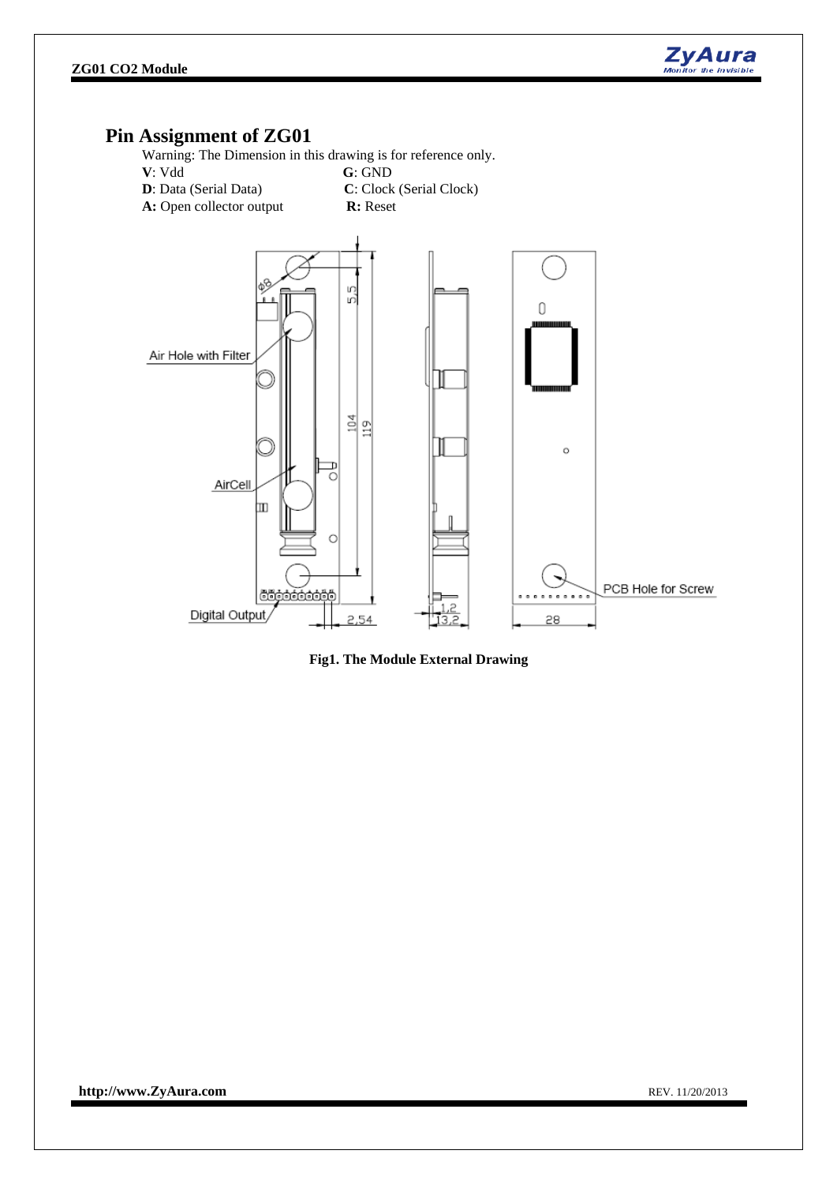# Pin Assignment of ZG01

Warning: The Dimension in this drawing is for reference only.

**V**: Vdd **G**: GND

**D**: Data (Serial Data) **C**: Clock (Serial Clock)

**A:** Open collector output **R:** Reset

**Fig1. The Module External Drawing**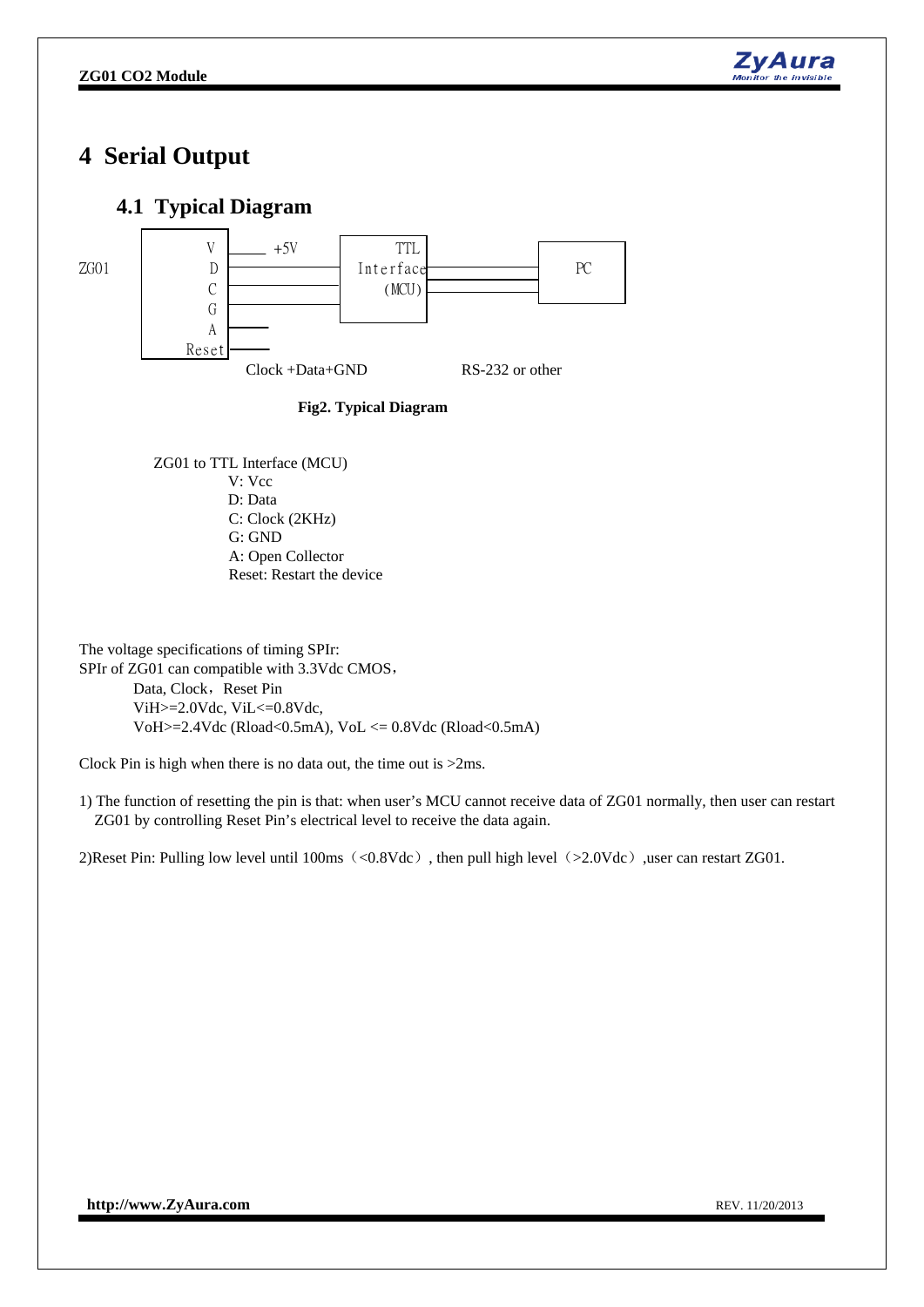# 4 Serial Output

## 4.1 Typical Diagram

ZG01 | V | +5V | TTL Interface (MCU) | PC
D
C
G
A
Reset

Clock +Data+GND    RS-232 or other

**Fig2. Typical Diagram**

ZG01 to TTL Interface (MCU)

- V: Vcc
- D: Data
- C: Clock (2KHz)
- G: GND
- A: Open Collector
- Reset: Restart the device

The voltage specifications of timing SPIr:
SPIr of ZG01 can compatible with 3.3Vdc CMOS，

Data, Clock，Reset Pin
ViH>=2.0Vdc, ViL<=0.8Vdc,
VoH>=2.4Vdc (Rload<0.5mA), VoL <= 0.8Vdc (Rload<0.5mA)

Clock Pin is high when there is no data out, the time out is >2ms.

1) The function of resetting the pin is that: when user's MCU cannot receive data of ZG01 normally, then user can restart ZG01 by controlling Reset Pin's electrical level to receive the data again.

2)Reset Pin: Pulling low level until 100ms（<0.8Vdc）, then pull high level（>2.0Vdc）,user can restart ZG01.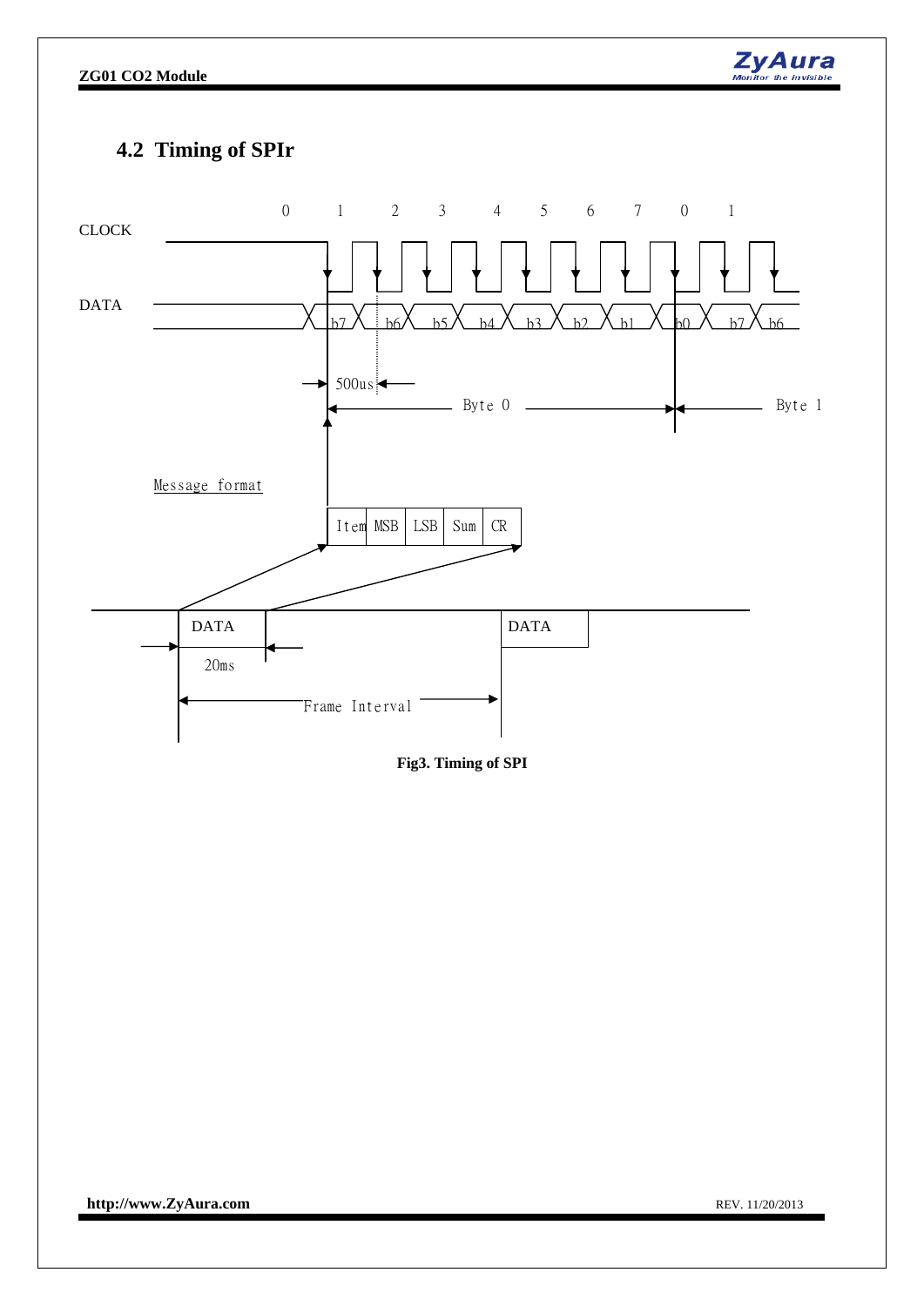## 4.2 Timing of SPIr

CLOCK

DATA

0 1 2 3 4 5 6 7 0 1

b7 b6 b5 b4 b3 b2 b1 b0 b7 b6

500us

Byte 0

Byte 1

Message format

| Item | MSB | LSB | Sum | CR |
|---|---|---|---|---|

DATA

20ms

DATA

Frame Interval

**Fig3. Timing of SPI**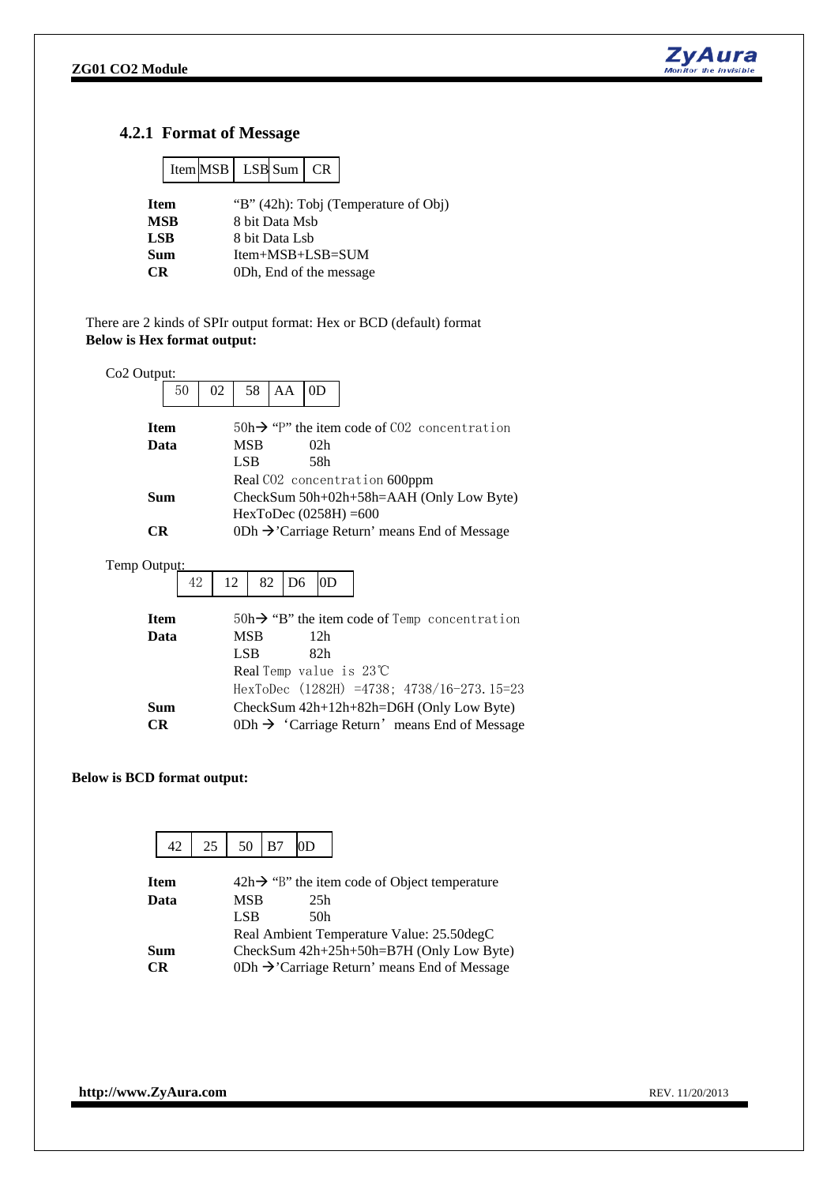### 4.2.1 Format of Message

| Item | MSB | LSB | Sum | CR |
|---|---|---|---|---|

**Item** "B" (42h): Tobj (Temperature of Obj)
**MSB** 8 bit Data Msb
**LSB** 8 bit Data Lsb
**Sum** Item+MSB+LSB=SUM
**CR** 0Dh, End of the message

There are 2 kinds of SPIr output format: Hex or BCD (default) format
**Below is Hex format output:**

Co2 Output:

| 50 | 02 | 58 | AA | 0D |
|---|---|---|---|---|

**Item** 50h→ "P" the item code of C02 concentration
**Data** MSB 02h
LSB 58h
Real C02 concentration 600ppm
**Sum** CheckSum 50h+02h+58h=AAH (Only Low Byte)
HexToDec (0258H) =600
**CR** 0Dh →'Carriage Return' means End of Message

Temp Output:

| 42 | 12 | 82 | D6 | 0D |
|---|---|---|---|---|

**Item** 50h→ "B" the item code of Temp concentration
**Data** MSB 12h
LSB 82h
Real Temp value is 23℃
HexToDec (1282H) =4738; 4738/16-273.15=23
**Sum** CheckSum 42h+12h+82h=D6H (Only Low Byte)
**CR** 0Dh → 'Carriage Return' means End of Message

**Below is BCD format output:**

| 42 | 25 | 50 | B7 | 0D |
|---|---|---|---|---|

**Item** 42h→ "B" the item code of Object temperature
**Data** MSB 25h
LSB 50h
Real Ambient Temperature Value: 25.50degC
**Sum** CheckSum 42h+25h+50h=B7H (Only Low Byte)
**CR** 0Dh →'Carriage Return' means End of Message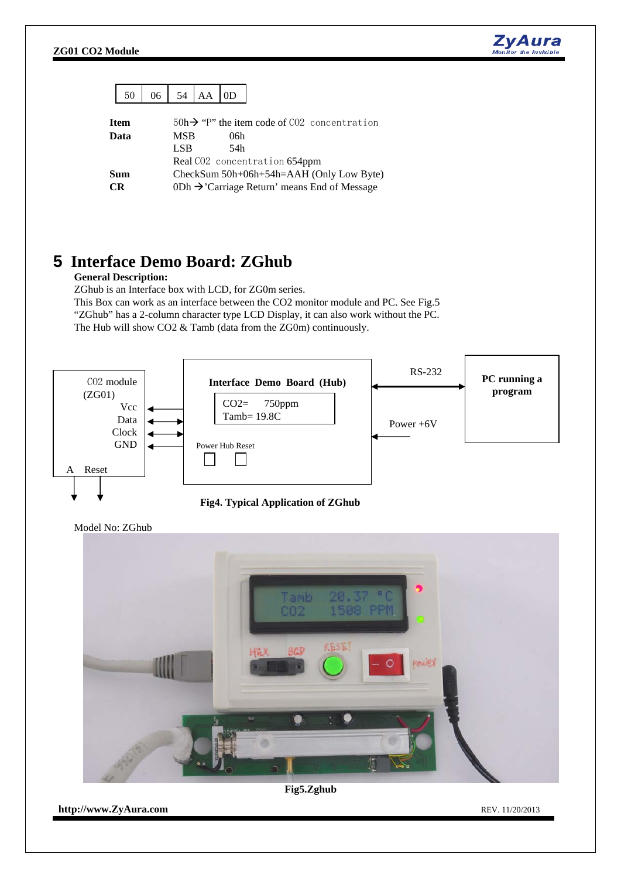| 50 | 06 | 54 | AA | 0D |
|---|---|---|---|---|

| | | |
|---|---|---|
| **Item** | 50h→ "P" the item code of CO2 concentration | |
| **Data** | MSB | 06h |
| | LSB | 54h |
| | Real CO2 concentration 654ppm | |
| **Sum** | CheckSum 50h+06h+54h=AAH (Only Low Byte) | |
| **CR** | 0Dh →'Carriage Return' means End of Message | |

# 5 Interface Demo Board: ZGhub

**General Description:**

ZGhub is an Interface box with LCD, for ZG0m series.
This Box can work as an interface between the CO2 monitor module and PC. See Fig.5
"ZGhub" has a 2-column character type LCD Display, it can also work without the PC.
The Hub will show CO2 & Tamb (data from the ZG0m) continuously.

CO2 module (ZG01)
Vcc
Data
Clock
GND
A Reset

Interface Demo Board (Hub)
CO2= 750ppm
Tamb= 19.8C
Power Hub Reset

RS-232
Power +6V

PC running a program

**Fig4. Typical Application of ZGhub**

Model No: ZGhub

**Fig5.Zghub**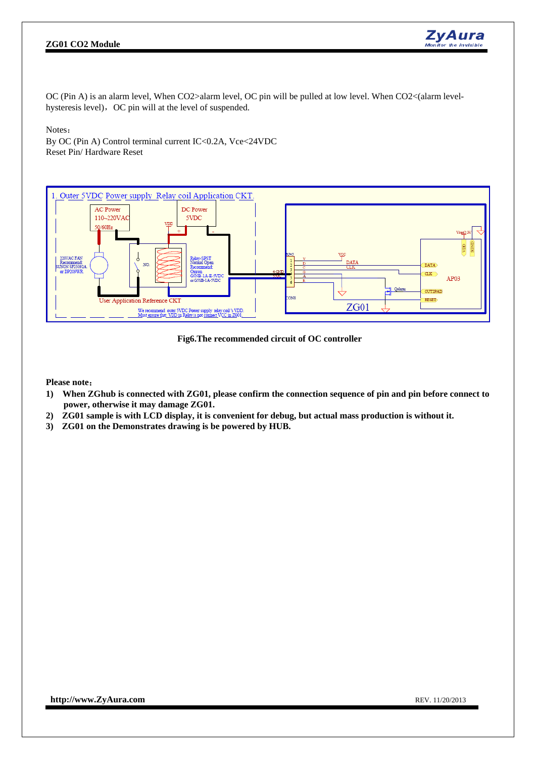OC (Pin A) is an alarm level, When CO2>alarm level, OC pin will be pulled at low level. When CO2<(alarm level-hysteresis level)，OC pin will at the level of suspended.

Notes：

By OC (Pin A) Control terminal current IC<0.2A, Vce<24VDC

Reset Pin/ Hardware Reset

**Fig6.The recommended circuit of OC controller**

**Please note：**

1) **When ZGhub is connected with ZG01, please confirm the connection sequence of pin and pin before connect to power, otherwise it may damage ZG01.**
2) **ZG01 sample is with LCD display, it is convenient for debug, but actual mass production is without it.**
3) **ZG01 on the Demonstrates drawing is be powered by HUB.**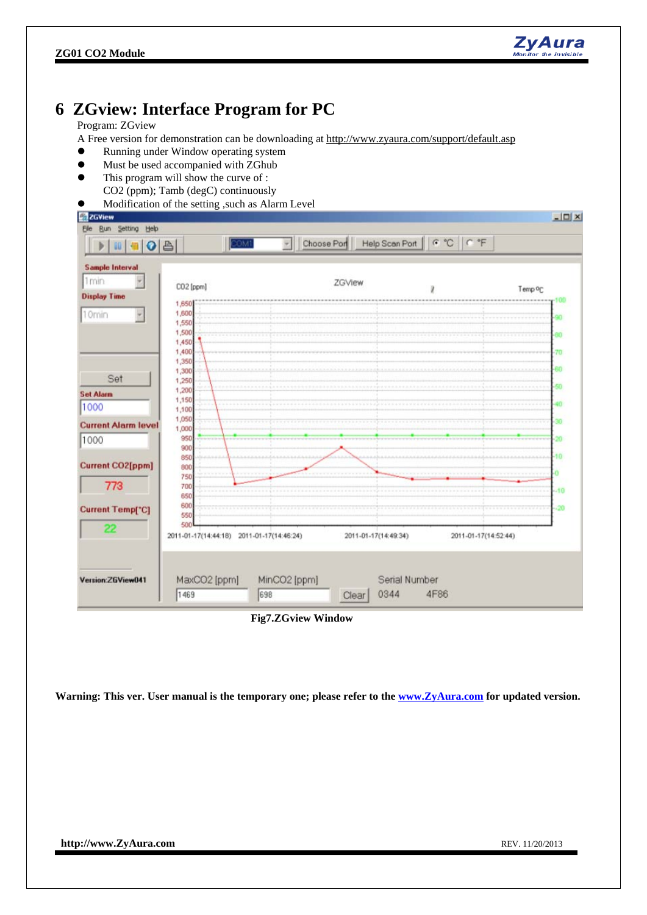# 6 ZGview: Interface Program for PC

Program: ZGview

A Free version for demonstration can be downloading at http://www.zyaura.com/support/default.asp

- Running under Window operating system
- Must be used accompanied with ZGhub
- This program will show the curve of :
  CO2 (ppm); Tamb (degC) continuously
- Modification of the setting ,such as Alarm Level

ZGView

File Run Setting Help

COM1 Choose Port Help Scan Port °C °F

Sample Interval
1min
Display Time
10min
Set
Set Alarm
1000
Current Alarm level
1000
Current CO2[ppm]
773
Current Temp[°C]
22
Version:ZGView041

CO2 [ppm]
ZGView
Temp °C

1,650
1,600
1,550
1,500
1,450
1,400
1,350
1,300
1,250
1,200
1,150
1,100
1,050
1,000
950
900
850
800
750
700
650
600
550
500

100
90
80
70
60
50
40
30
20
10
0
-10
-20

2011-01-17(14:44:18) 2011-01-17(14:46:24) 2011-01-17(14:49:34) 2011-01-17(14:52:44)

MaxCO2 [ppm]
1469
MinCO2 [ppm]
698
Clear
Serial Number
0344 4F86

**Fig7.ZGview Window**

**Warning: This ver. User manual is the temporary one; please refer to the www.ZyAura.com for updated version.**